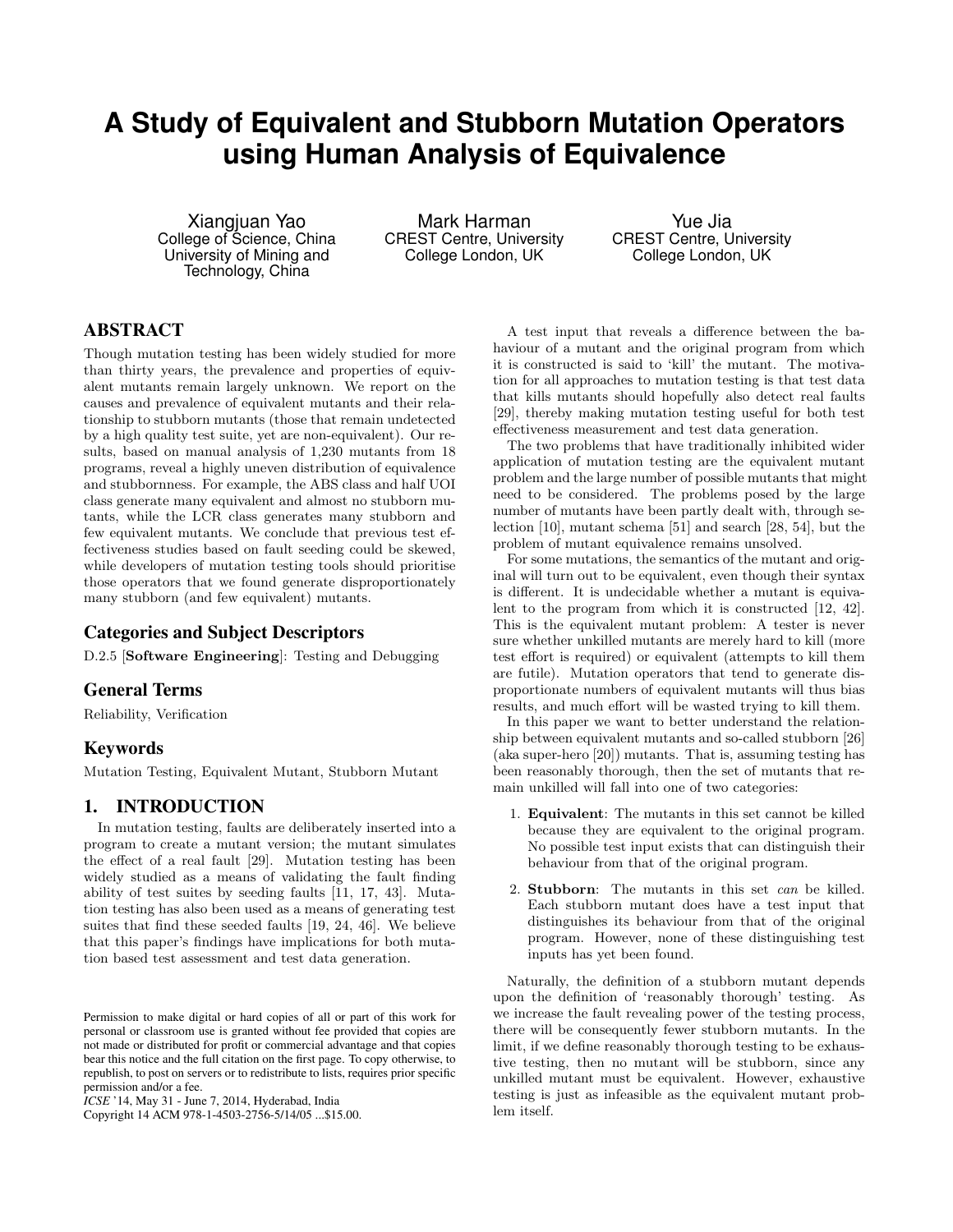# A Study of Equivalent and Stubborn Mutation Operators using Human Analysis of Equivalence

Xiangjuan Yao
College of Science, China University of Mining and Technology, China

Mark Harman
CREST Centre, University College London, UK

Yue Jia
CREST Centre, University College London, UK

## ABSTRACT

Though mutation testing has been widely studied for more than thirty years, the prevalence and properties of equivalent mutants remain largely unknown. We report on the causes and prevalence of equivalent mutants and their relationship to stubborn mutants (those that remain undetected by a high quality test suite, yet are non-equivalent). Our results, based on manual analysis of 1,230 mutants from 18 programs, reveal a highly uneven distribution of equivalence and stubbornness. For example, the ABS class and half UOI class generate many equivalent and almost no stubborn mutants, while the LCR class generates many stubborn and few equivalent mutants. We conclude that previous test effectiveness studies based on fault seeding could be skewed, while developers of mutation testing tools should prioritise those operators that we found generate disproportionately many stubborn (and few equivalent) mutants.

## Categories and Subject Descriptors

D.2.5 [**Software Engineering**]: Testing and Debugging

## General Terms

Reliability, Verification

## Keywords

Mutation Testing, Equivalent Mutant, Stubborn Mutant

## 1. INTRODUCTION

In mutation testing, faults are deliberately inserted into a program to create a mutant version; the mutant simulates the effect of a real fault [29]. Mutation testing has been widely studied as a means of validating the fault finding ability of test suites by seeding faults [11, 17, 43]. Mutation testing has also been used as a means of generating test suites that find these seeded faults [19, 24, 46]. We believe that this paper's findings have implications for both mutation based test assessment and test data generation.

Permission to make digital or hard copies of all or part of this work for personal or classroom use is granted without fee provided that copies are not made or distributed for profit or commercial advantage and that copies bear this notice and the full citation on the first page. To copy otherwise, to republish, to post on servers or to redistribute to lists, requires prior specific permission and/or a fee.
*ICSE* '14, May 31 - June 7, 2014, Hyderabad, India
Copyright 14 ACM 978-1-4503-2756-5/14/05 ...$15.00.

A test input that reveals a difference between the bahaviour of a mutant and the original program from which it is constructed is said to 'kill' the mutant. The motivation for all approaches to mutation testing is that test data that kills mutants should hopefully also detect real faults [29], thereby making mutation testing useful for both test effectiveness measurement and test data generation.

The two problems that have traditionally inhibited wider application of mutation testing are the equivalent mutant problem and the large number of possible mutants that might need to be considered. The problems posed by the large number of mutants have been partly dealt with, through selection [10], mutant schema [51] and search [28, 54], but the problem of mutant equivalence remains unsolved.

For some mutations, the semantics of the mutant and original will turn out to be equivalent, even though their syntax is different. It is undecidable whether a mutant is equivalent to the program from which it is constructed [12, 42]. This is the equivalent mutant problem: A tester is never sure whether unkilled mutants are merely hard to kill (more test effort is required) or equivalent (attempts to kill them are futile). Mutation operators that tend to generate disproportionate numbers of equivalent mutants will thus bias results, and much effort will be wasted trying to kill them.

In this paper we want to better understand the relationship between equivalent mutants and so-called stubborn [26] (aka super-hero [20]) mutants. That is, assuming testing has been reasonably thorough, then the set of mutants that remain unkilled will fall into one of two categories:

1. **Equivalent**: The mutants in this set cannot be killed because they are equivalent to the original program. No possible test input exists that can distinguish their behaviour from that of the original program.
2. **Stubborn**: The mutants in this set *can* be killed. Each stubborn mutant does have a test input that distinguishes its behaviour from that of the original program. However, none of these distinguishing test inputs has yet been found.

Naturally, the definition of a stubborn mutant depends upon the definition of 'reasonably thorough' testing. As we increase the fault revealing power of the testing process, there will be consequently fewer stubborn mutants. In the limit, if we define reasonably thorough testing to be exhaustive testing, then no mutant will be stubborn, since any unkilled mutant must be equivalent. However, exhaustive testing is just as infeasible as the equivalent mutant problem itself.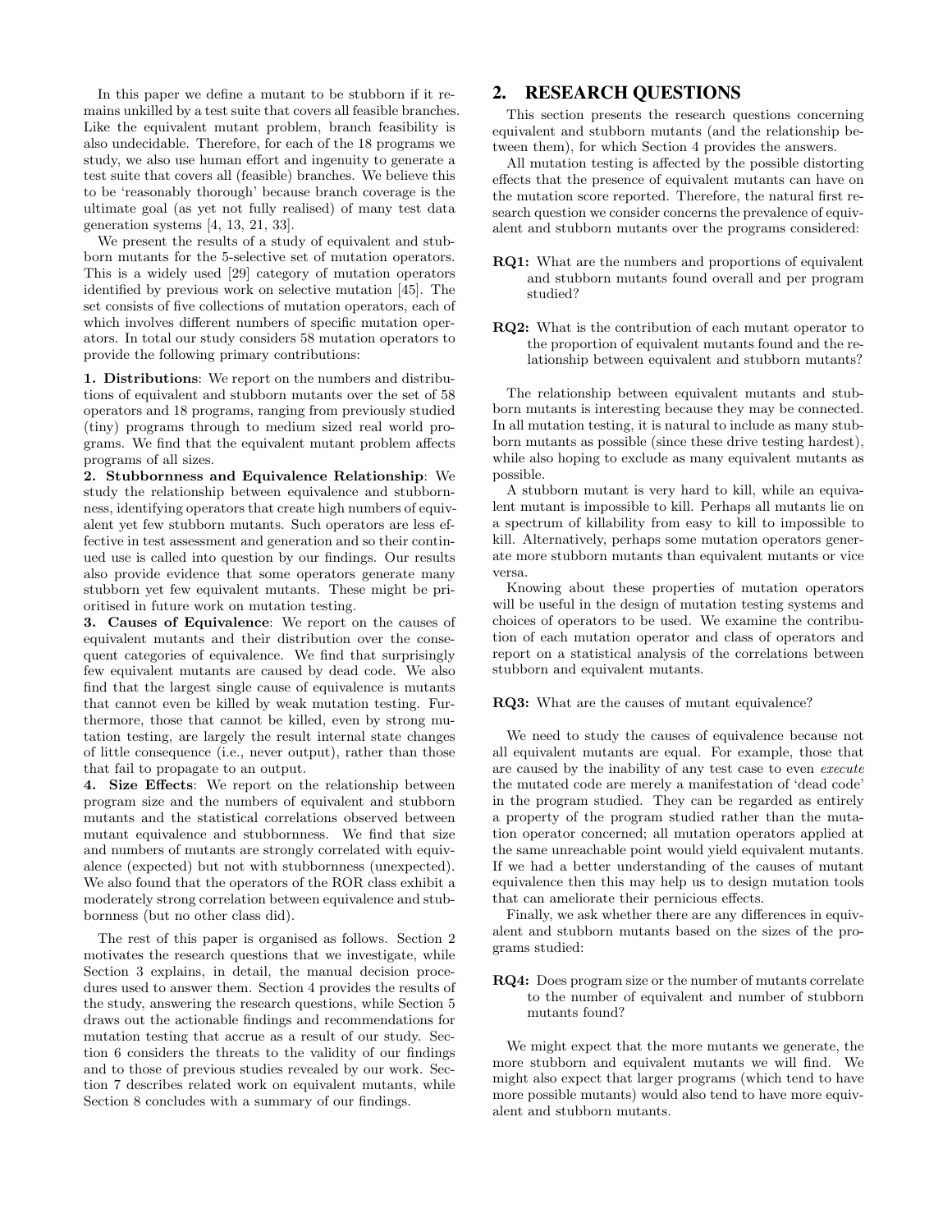In this paper we define a mutant to be stubborn if it remains unkilled by a test suite that covers all feasible branches. Like the equivalent mutant problem, branch feasibility is also undecidable. Therefore, for each of the 18 programs we study, we also use human effort and ingenuity to generate a test suite that covers all (feasible) branches. We believe this to be 'reasonably thorough' because branch coverage is the ultimate goal (as yet not fully realised) of many test data generation systems [4, 13, 21, 33].

We present the results of a study of equivalent and stubborn mutants for the 5-selective set of mutation operators. This is a widely used [29] category of mutation operators identified by previous work on selective mutation [45]. The set consists of five collections of mutation operators, each of which involves different numbers of specific mutation operators. In total our study considers 58 mutation operators to provide the following primary contributions:

**1. Distributions**: We report on the numbers and distributions of equivalent and stubborn mutants over the set of 58 operators and 18 programs, ranging from previously studied (tiny) programs through to medium sized real world programs. We find that the equivalent mutant problem affects programs of all sizes.

**2. Stubbornness and Equivalence Relationship**: We study the relationship between equivalence and stubbornness, identifying operators that create high numbers of equivalent yet few stubborn mutants. Such operators are less effective in test assessment and generation and so their continued use is called into question by our findings. Our results also provide evidence that some operators generate many stubborn yet few equivalent mutants. These might be prioritised in future work on mutation testing.

**3. Causes of Equivalence**: We report on the causes of equivalent mutants and their distribution over the consequent categories of equivalence. We find that surprisingly few equivalent mutants are caused by dead code. We also find that the largest single cause of equivalence is mutants that cannot even be killed by weak mutation testing. Furthermore, those that cannot be killed, even by strong mutation testing, are largely the result internal state changes of little consequence (i.e., never output), rather than those that fail to propagate to an output.

**4. Size Effects**: We report on the relationship between program size and the numbers of equivalent and stubborn mutants and the statistical correlations observed between mutant equivalence and stubbornness. We find that size and numbers of mutants are strongly correlated with equivalence (expected) but not with stubbornness (unexpected). We also found that the operators of the ROR class exhibit a moderately strong correlation between equivalence and stubbornness (but no other class did).

The rest of this paper is organised as follows. Section 2 motivates the research questions that we investigate, while Section 3 explains, in detail, the manual decision procedures used to answer them. Section 4 provides the results of the study, answering the research questions, while Section 5 draws out the actionable findings and recommendations for mutation testing that accrue as a result of our study. Section 6 considers the threats to the validity of our findings and to those of previous studies revealed by our work. Section 7 describes related work on equivalent mutants, while Section 8 concludes with a summary of our findings.

## 2. RESEARCH QUESTIONS

This section presents the research questions concerning equivalent and stubborn mutants (and the relationship between them), for which Section 4 provides the answers.

All mutation testing is affected by the possible distorting effects that the presence of equivalent mutants can have on the mutation score reported. Therefore, the natural first research question we consider concerns the prevalence of equivalent and stubborn mutants over the programs considered:

**RQ1:** What are the numbers and proportions of equivalent and stubborn mutants found overall and per program studied?

**RQ2:** What is the contribution of each mutant operator to the proportion of equivalent mutants found and the relationship between equivalent and stubborn mutants?

The relationship between equivalent mutants and stubborn mutants is interesting because they may be connected. In all mutation testing, it is natural to include as many stubborn mutants as possible (since these drive testing hardest), while also hoping to exclude as many equivalent mutants as possible.

A stubborn mutant is very hard to kill, while an equivalent mutant is impossible to kill. Perhaps all mutants lie on a spectrum of killability from easy to kill to impossible to kill. Alternatively, perhaps some mutation operators generate more stubborn mutants than equivalent mutants or vice versa.

Knowing about these properties of mutation operators will be useful in the design of mutation testing systems and choices of operators to be used. We examine the contribution of each mutation operator and class of operators and report on a statistical analysis of the correlations between stubborn and equivalent mutants.

**RQ3:** What are the causes of mutant equivalence?

We need to study the causes of equivalence because not all equivalent mutants are equal. For example, those that are caused by the inability of any test case to even *execute* the mutated code are merely a manifestation of 'dead code' in the program studied. They can be regarded as entirely a property of the program studied rather than the mutation operator concerned; all mutation operators applied at the same unreachable point would yield equivalent mutants. If we had a better understanding of the causes of mutant equivalence then this may help us to design mutation tools that can ameliorate their pernicious effects.

Finally, we ask whether there are any differences in equivalent and stubborn mutants based on the sizes of the programs studied:

**RQ4:** Does program size or the number of mutants correlate to the number of equivalent and number of stubborn mutants found?

We might expect that the more mutants we generate, the more stubborn and equivalent mutants we will find. We might also expect that larger programs (which tend to have more possible mutants) would also tend to have more equivalent and stubborn mutants.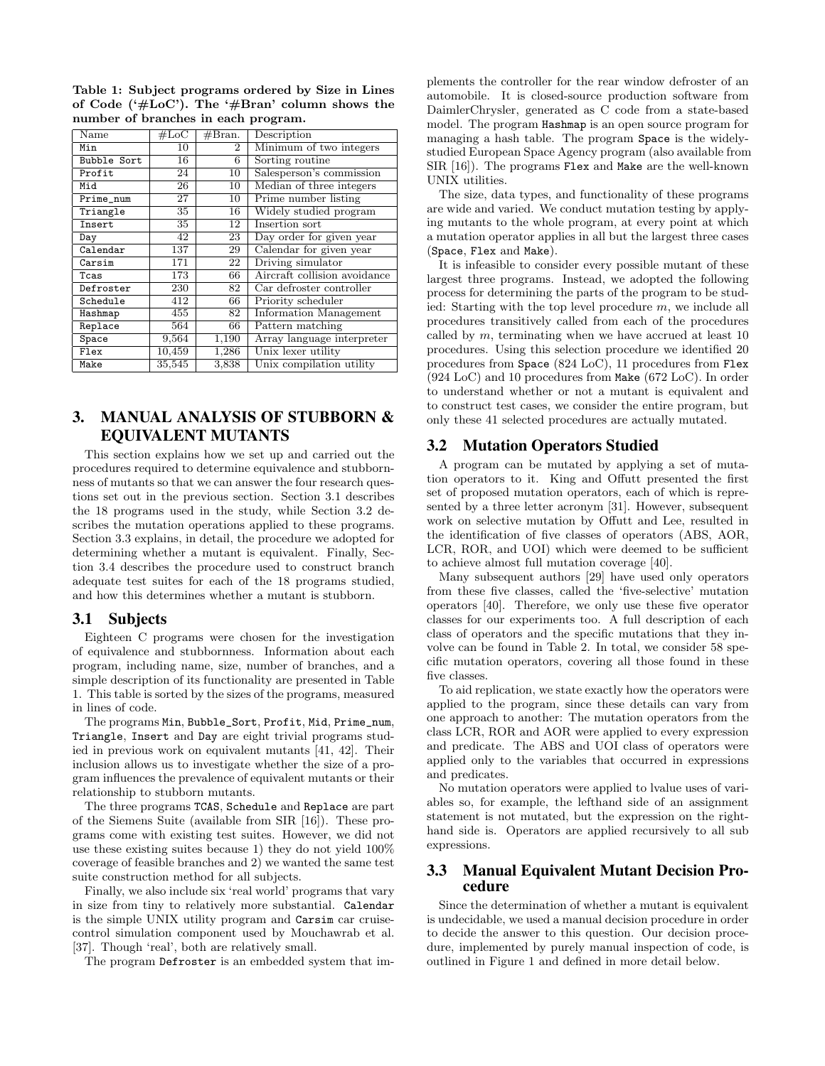**Table 1: Subject programs ordered by Size in Lines of Code ('#LoC'). The '#Bran' column shows the number of branches in each program.**

| Name | #LoC | #Bran. | Description |
|---|---|---|---|
| Min | 10 | 2 | Minimum of two integers |
| Bubble Sort | 16 | 6 | Sorting routine |
| Profit | 24 | 10 | Salesperson's commission |
| Mid | 26 | 10 | Median of three integers |
| Prime_num | 27 | 10 | Prime number listing |
| Triangle | 35 | 16 | Widely studied program |
| Insert | 35 | 12 | Insertion sort |
| Day | 42 | 23 | Day order for given year |
| Calendar | 137 | 29 | Calendar for given year |
| Carsim | 171 | 22 | Driving simulator |
| Tcas | 173 | 66 | Aircraft collision avoidance |
| Defroster | 230 | 82 | Car defroster controller |
| Schedule | 412 | 66 | Priority scheduler |
| Hashmap | 455 | 82 | Information Management |
| Replace | 564 | 66 | Pattern matching |
| Space | 9,564 | 1,190 | Array language interpreter |
| Flex | 10,459 | 1,286 | Unix lexer utility |
| Make | 35,545 | 3,838 | Unix compilation utility |

## 3. MANUAL ANALYSIS OF STUBBORN & EQUIVALENT MUTANTS

This section explains how we set up and carried out the procedures required to determine equivalence and stubbornness of mutants so that we can answer the four research questions set out in the previous section. Section 3.1 describes the 18 programs used in the study, while Section 3.2 describes the mutation operations applied to these programs. Section 3.3 explains, in detail, the procedure we adopted for determining whether a mutant is equivalent. Finally, Section 3.4 describes the procedure used to construct branch adequate test suites for each of the 18 programs studied, and how this determines whether a mutant is stubborn.

### 3.1 Subjects

Eighteen C programs were chosen for the investigation of equivalence and stubbornness. Information about each program, including name, size, number of branches, and a simple description of its functionality are presented in Table 1. This table is sorted by the sizes of the programs, measured in lines of code.

The programs Min, Bubble_Sort, Profit, Mid, Prime_num, Triangle, Insert and Day are eight trivial programs studied in previous work on equivalent mutants [41, 42]. Their inclusion allows us to investigate whether the size of a program influences the prevalence of equivalent mutants or their relationship to stubborn mutants.

The three programs TCAS, Schedule and Replace are part of the Siemens Suite (available from SIR [16]). These programs come with existing test suites. However, we did not use these existing suites because 1) they do not yield 100% coverage of feasible branches and 2) we wanted the same test suite construction method for all subjects.

Finally, we also include six 'real world' programs that vary in size from tiny to relatively more substantial. Calendar is the simple UNIX utility program and Carsim car cruise-control simulation component used by Mouchawrab et al. [37]. Though 'real', both are relatively small.

The program Defroster is an embedded system that implements the controller for the rear window defroster of an automobile. It is closed-source production software from DaimlerChrysler, generated as C code from a state-based model. The program Hashmap is an open source program for managing a hash table. The program Space is the widely-studied European Space Agency program (also available from SIR [16]). The programs Flex and Make are the well-known UNIX utilities.

The size, data types, and functionality of these programs are wide and varied. We conduct mutation testing by applying mutants to the whole program, at every point at which a mutation operator applies in all but the largest three cases (Space, Flex and Make).

It is infeasible to consider every possible mutant of these largest three programs. Instead, we adopted the following process for determining the parts of the program to be studied: Starting with the top level procedure $m$, we include all procedures transitively called from each of the procedures called by $m$, terminating when we have accrued at least 10 procedures. Using this selection procedure we identified 20 procedures from Space (824 LoC), 11 procedures from Flex (924 LoC) and 10 procedures from Make (672 LoC). In order to understand whether or not a mutant is equivalent and to construct test cases, we consider the entire program, but only these 41 selected procedures are actually mutated.

### 3.2 Mutation Operators Studied

A program can be mutated by applying a set of mutation operators to it. King and Offutt presented the first set of proposed mutation operators, each of which is represented by a three letter acronym [31]. However, subsequent work on selective mutation by Offutt and Lee, resulted in the identification of five classes of operators (ABS, AOR, LCR, ROR, and UOI) which were deemed to be sufficient to achieve almost full mutation coverage [40].

Many subsequent authors [29] have used only operators from these five classes, called the 'five-selective' mutation operators [40]. Therefore, we only use these five operator classes for our experiments too. A full description of each class of operators and the specific mutations that they involve can be found in Table 2. In total, we consider 58 specific mutation operators, covering all those found in these five classes.

To aid replication, we state exactly how the operators were applied to the program, since these details can vary from one approach to another: The mutation operators from the class LCR, ROR and AOR were applied to every expression and predicate. The ABS and UOI class of operators were applied only to the variables that occurred in expressions and predicates.

No mutation operators were applied to lvalue uses of variables so, for example, the lefthand side of an assignment statement is not mutated, but the expression on the right-hand side is. Operators are applied recursively to all sub expressions.

### 3.3 Manual Equivalent Mutant Decision Procedure

Since the determination of whether a mutant is equivalent is undecidable, we used a manual decision procedure in order to decide the answer to this question. Our decision procedure, implemented by purely manual inspection of code, is outlined in Figure 1 and defined in more detail below.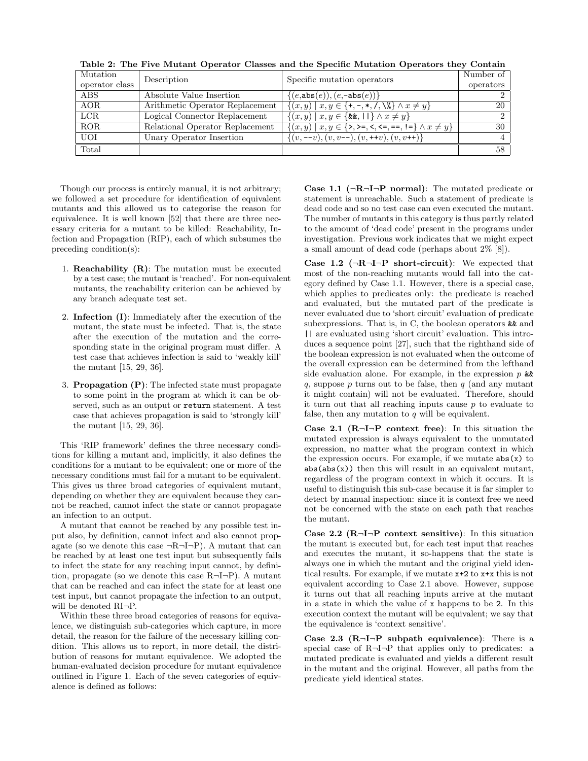**Table 2: The Five Mutant Operator Classes and the Specific Mutation Operators they Contain**

| Mutation operator class | Description | Specific mutation operators | Number of operators |
|---|---|---|---|
| ABS | Absolute Value Insertion | $\{(e, \texttt{abs}(e)), (e, \texttt{-abs}(e))\}$ | 2 |
| AOR | Arithmetic Operator Replacement | $\{(x, y) \mid x, y \in \{\texttt{+}, \texttt{-}, \texttt{*}, \texttt{/}, \texttt{\%}\} \wedge x \neq y\}$ | 20 |
| LCR | Logical Connector Replacement | $\{(x, y) \mid x, y \in \{\texttt{\&\&}, \texttt{\|\|}\} \wedge x \neq y\}$ | 2 |
| ROR | Relational Operator Replacement | $\{(x, y) \mid x, y \in \{\texttt{>}, \texttt{>=}, \texttt{<}, \texttt{<=}, \texttt{==}, \texttt{!=}\} \wedge x \neq y\}$ | 30 |
| UOI | Unary Operator Insertion | $\{(v, \texttt{--}v), (v, v\texttt{--}), (v, \texttt{++}v), (v, v\texttt{++})\}$ | 4 |
| Total | | | 58 |

Though our process is entirely manual, it is not arbitrary; we followed a set procedure for identification of equivalent mutants and this allowed us to categorise the reason for equivalence. It is well known [52] that there are three necessary criteria for a mutant to be killed: Reachability, Infection and Propagation (RIP), each of which subsumes the preceding condition(s):

1. **Reachability (R)**: The mutation must be executed by a test case; the mutant is 'reached'. For non-equivalent mutants, the reachability criterion can be achieved by any branch adequate test set.
2. **Infection (I)**: Immediately after the execution of the mutant, the state must be infected. That is, the state after the execution of the mutation and the corresponding state in the original program must differ. A test case that achieves infection is said to 'weakly kill' the mutant [15, 29, 36].
3. **Propagation (P)**: The infected state must propagate to some point in the program at which it can be observed, such as an output or `return` statement. A test case that achieves propagation is said to 'strongly kill' the mutant [15, 29, 36].

This 'RIP framework' defines the three necessary conditions for killing a mutant and, implicitly, it also defines the conditions for a mutant to be equivalent; one or more of the necessary conditions must fail for a mutant to be equivalent. This gives us three broad categories of equivalent mutant, depending on whether they are equivalent because they cannot be reached, cannot infect the state or cannot propagate an infection to an output.

A mutant that cannot be reached by any possible test input also, by definition, cannot infect and also cannot propagate (so we denote this case ¬R¬I¬P). A mutant that can be reached by at least one test input but subsequently fails to infect the state for any reaching input cannot, by definition, propagate (so we denote this case R¬I¬P). A mutant that can be reached and can infect the state for at least one test input, but cannot propagate the infection to an output, will be denoted RI¬P.

Within these three broad categories of reasons for equivalence, we distinguish sub-categories which capture, in more detail, the reason for the failure of the necessary killing condition. This allows us to report, in more detail, the distribution of reasons for mutant equivalence. We adopted the human-evaluated decision procedure for mutant equivalence outlined in Figure 1. Each of the seven categories of equivalence is defined as follows:

**Case 1.1 (¬R¬I¬P normal)**: The mutated predicate or statement is unreachable. Such a statement of predicate is dead code and so no test case can even executed the mutant. The number of mutants in this category is thus partly related to the amount of 'dead code' present in the programs under investigation. Previous work indicates that we might expect a small amount of dead code (perhaps about 2% [8]).

**Case 1.2 (¬R¬I¬P short-circuit)**: We expected that most of the non-reaching mutants would fall into the category defined by Case 1.1. However, there is a special case, which applies to predicates only: the predicate is reached and evaluated, but the mutated part of the predicate is never evaluated due to 'short circuit' evaluation of predicate subexpressions. That is, in C, the boolean operators `&&` and `||` are evaluated using 'short circuit' evaluation. This introduces a sequence point [27], such that the righthand side of the boolean expression is not evaluated when the outcome of the overall expression can be determined from the lefthand side evaluation alone. For example, in the expression $p$ `&&` $q$, suppose $p$ turns out to be false, then $q$ (and any mutant it might contain) will not be evaluated. Therefore, should it turn out that all reaching inputs cause $p$ to evaluate to false, then any mutation to $q$ will be equivalent.

**Case 2.1 (R¬I¬P context free)**: In this situation the mutated expression is always equivalent to the unmutated expression, no matter what the program context in which the expression occurs. For example, if we mutate `abs(x)` to `abs(abs(x))` then this will result in an equivalent mutant, regardless of the program context in which it occurs. It is useful to distinguish this sub-case because it is far simpler to detect by manual inspection: since it is context free we need not be concerned with the state on each path that reaches the mutant.

**Case 2.2 (R¬I¬P context sensitive)**: In this situation the mutant is executed but, for each test input that reaches and executes the mutant, it so-happens that the state is always one in which the mutant and the original yield identical results. For example, if we mutate `x+2` to `x+x` this is not equivalent according to Case 2.1 above. However, suppose it turns out that all reaching inputs arrive at the mutant in a state in which the value of `x` happens to be `2`. In this execution context the mutant will be equivalent; we say that the equivalence is 'context sensitive'.

**Case 2.3 (R¬I¬P subpath equivalence)**: There is a special case of R¬I¬P that applies only to predicates: a mutated predicate is evaluated and yields a different result in the mutant and the original. However, all paths from the predicate yield identical states.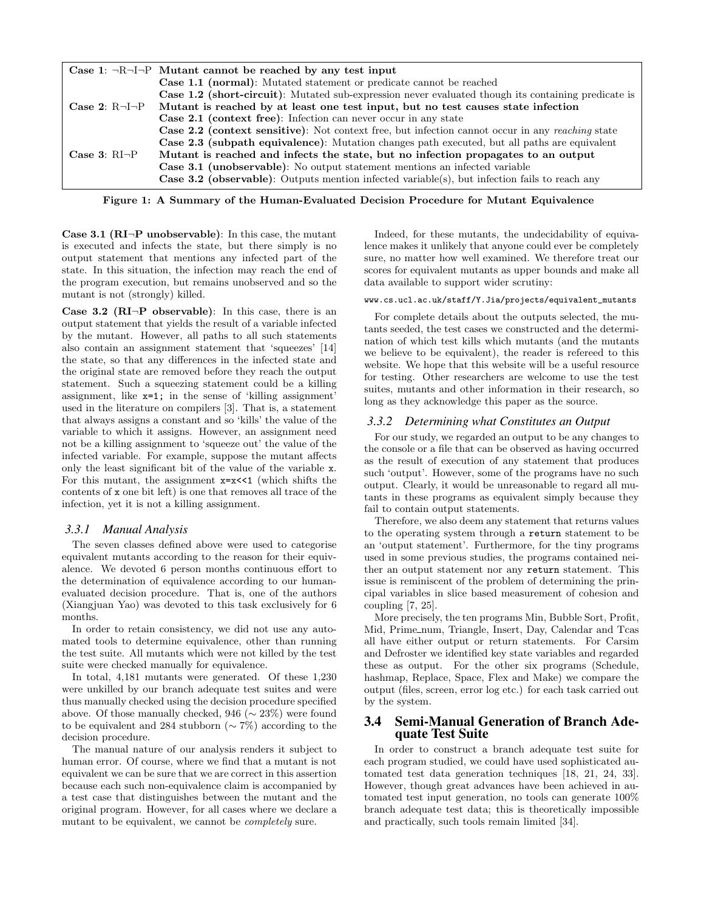| | |
|---|---|
| **Case 1**: ¬R¬I¬P | **Mutant cannot be reached by any test input** |
| | **Case 1.1 (normal)**: Mutated statement or predicate cannot be reached |
| | **Case 1.2 (short-circuit)**: Mutated sub-expression never evaluated though its containing predicate is |
| **Case 2**: R¬I¬P | **Mutant is reached by at least one test input, but no test causes state infection** |
| | **Case 2.1 (context free)**: Infection can never occur in any state |
| | **Case 2.2 (context sensitive)**: Not context free, but infection cannot occur in any *reaching* state |
| | **Case 2.3 (subpath equivalence)**: Mutation changes path executed, but all paths are equivalent |
| **Case 3**: RI¬P | **Mutant is reached and infects the state, but no infection propagates to an output** |
| | **Case 3.1 (unobservable)**: No output statement mentions an infected variable |
| | **Case 3.2 (observable)**: Outputs mention infected variable(s), but infection fails to reach any |

**Figure 1: A Summary of the Human-Evaluated Decision Procedure for Mutant Equivalence**

**Case 3.1 (RI¬P unobservable)**: In this case, the mutant is executed and infects the state, but there simply is no output statement that mentions any infected part of the state. In this situation, the infection may reach the end of the program execution, but remains unobserved and so the mutant is not (strongly) killed.

**Case 3.2 (RI¬P observable)**: In this case, there is an output statement that yields the result of a variable infected by the mutant. However, all paths to all such statements also contain an assignment statement that 'squeezes' [14] the state, so that any differences in the infected state and the original state are removed before they reach the output statement. Such a squeezing statement could be a killing assignment, like `x=1;` in the sense of 'killing assignment' used in the literature on compilers [3]. That is, a statement that always assigns a constant and so 'kills' the value of the variable to which it assigns. However, an assignment need not be a killing assignment to 'squeeze out' the value of the infected variable. For example, suppose the mutant affects only the least significant bit of the value of the variable `x`. For this mutant, the assignment `x=x<<1` (which shifts the contents of `x` one bit left) is one that removes all trace of the infection, yet it is not a killing assignment.

### 3.3.1 Manual Analysis

The seven classes defined above were used to categorise equivalent mutants according to the reason for their equivalence. We devoted 6 person months continuous effort to the determination of equivalence according to our human-evaluated decision procedure. That is, one of the authors (Xiangjuan Yao) was devoted to this task exclusively for 6 months.

In order to retain consistency, we did not use any automated tools to determine equivalence, other than running the test suite. All mutants which were not killed by the test suite were checked manually for equivalence.

In total, 4,181 mutants were generated. Of these 1,230 were unkilled by our branch adequate test suites and were thus manually checked using the decision procedure specified above. Of those manually checked, 946 ($\sim$ 23%) were found to be equivalent and 284 stubborn ($\sim$ 7%) according to the decision procedure.

The manual nature of our analysis renders it subject to human error. Of course, where we find that a mutant is not equivalent we can be sure that we are correct in this assertion because each such non-equivalence claim is accompanied by a test case that distinguishes between the mutant and the original program. However, for all cases where we declare a mutant to be equivalent, we cannot be *completely* sure.

Indeed, for these mutants, the undecidability of equivalence makes it unlikely that anyone could ever be completely sure, no matter how well examined. We therefore treat our scores for equivalent mutants as upper bounds and make all data available to support wider scrutiny:

www.cs.ucl.ac.uk/staff/Y.Jia/projects/equivalent_mutants

For complete details about the outputs selected, the mutants seeded, the test cases we constructed and the determination of which test kills which mutants (and the mutants we believe to be equivalent), the reader is refereed to this website. We hope that this website will be a useful resource for testing. Other researchers are welcome to use the test suites, mutants and other information in their research, so long as they acknowledge this paper as the source.

### 3.3.2 Determining what Constitutes an Output

For our study, we regarded an output to be any changes to the console or a file that can be observed as having occurred as the result of execution of any statement that produces such 'output'. However, some of the programs have no such output. Clearly, it would be unreasonable to regard all mutants in these programs as equivalent simply because they fail to contain output statements.

Therefore, we also deem any statement that returns values to the operating system through a `return` statement to be an 'output statement'. Furthermore, for the tiny programs used in some previous studies, the programs contained neither an output statement nor any `return` statement. This issue is reminiscent of the problem of determining the principal variables in slice based measurement of cohesion and coupling [7, 25].

More precisely, the ten programs Min, Bubble Sort, Profit, Mid, Prime_num, Triangle, Insert, Day, Calendar and Tcas all have either output or return statements. For Carsim and Defroster we identified key state variables and regarded these as output. For the other six programs (Schedule, hashmap, Replace, Space, Flex and Make) we compare the output (files, screen, error log etc.) for each task carried out by the system.

## 3.4 Semi-Manual Generation of Branch Adequate Test Suite

In order to construct a branch adequate test suite for each program studied, we could have used sophisticated automated test data generation techniques [18, 21, 24, 33]. However, though great advances have been achieved in automated test input generation, no tools can generate 100% branch adequate test data; this is theoretically impossible and practically, such tools remain limited [34].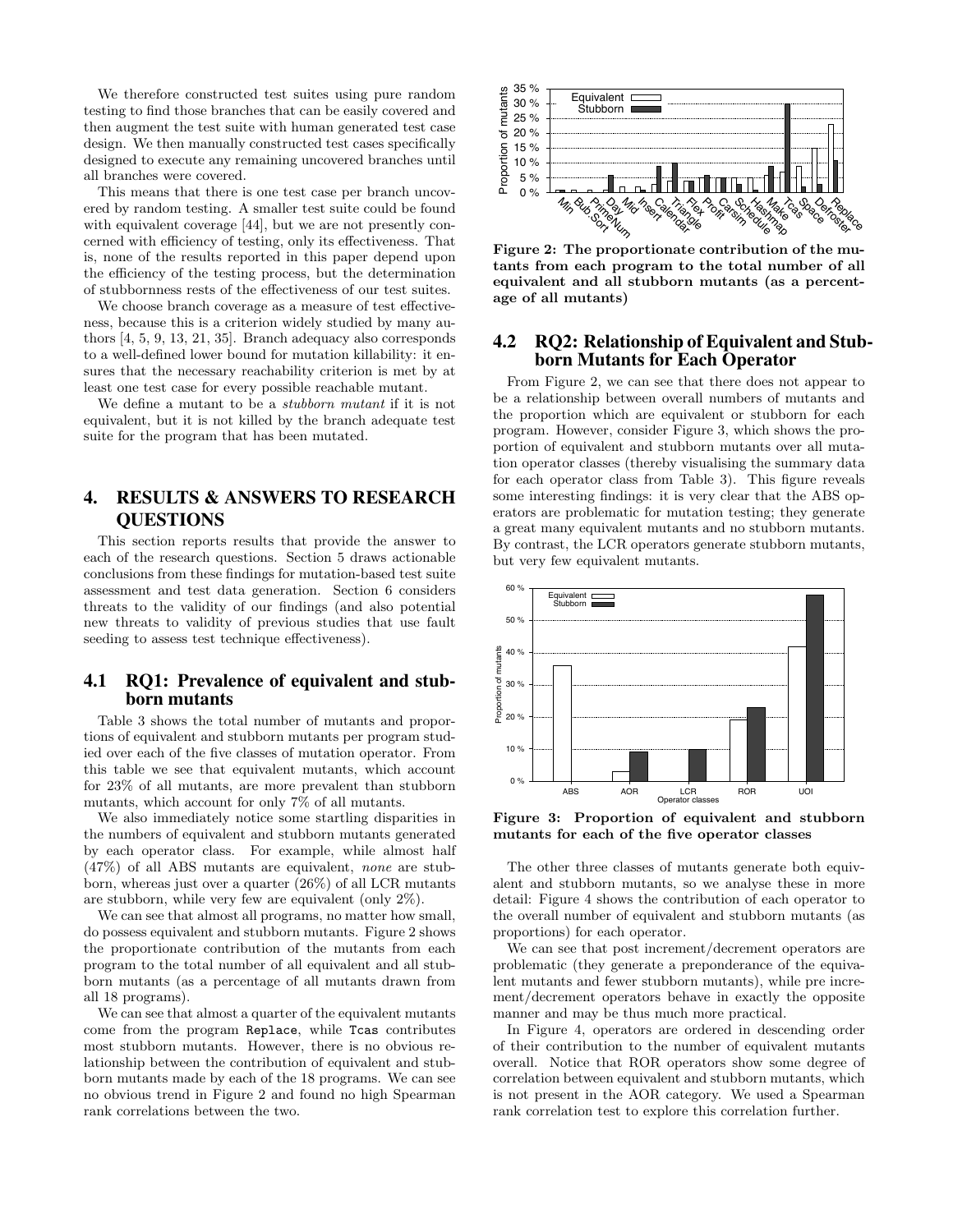We therefore constructed test suites using pure random testing to find those branches that can be easily covered and then augment the test suite with human generated test case design. We then manually constructed test cases specifically designed to execute any remaining uncovered branches until all branches were covered.

This means that there is one test case per branch uncovered by random testing. A smaller test suite could be found with equivalent coverage [44], but we are not presently concerned with efficiency of testing, only its effectiveness. That is, none of the results reported in this paper depend upon the efficiency of the testing process, but the determination of stubbornness rests of the effectiveness of our test suites.

We choose branch coverage as a measure of test effectiveness, because this is a criterion widely studied by many authors [4, 5, 9, 13, 21, 35]. Branch adequacy also corresponds to a well-defined lower bound for mutation killability: it ensures that the necessary reachability criterion is met by at least one test case for every possible reachable mutant.

We define a mutant to be a *stubborn mutant* if it is not equivalent, but it is not killed by the branch adequate test suite for the program that has been mutated.

## 4. RESULTS & ANSWERS TO RESEARCH QUESTIONS

This section reports results that provide the answer to each of the research questions. Section 5 draws actionable conclusions from these findings for mutation-based test suite assessment and test data generation. Section 6 considers threats to the validity of our findings (and also potential new threats to validity of previous studies that use fault seeding to assess test technique effectiveness).

### 4.1 RQ1: Prevalence of equivalent and stubborn mutants

Table 3 shows the total number of mutants and proportions of equivalent and stubborn mutants per program studied over each of the five classes of mutation operator. From this table we see that equivalent mutants, which account for 23% of all mutants, are more prevalent than stubborn mutants, which account for only 7% of all mutants.

We also immediately notice some startling disparities in the numbers of equivalent and stubborn mutants generated by each operator class. For example, while almost half (47%) of all ABS mutants are equivalent, *none* are stubborn, whereas just over a quarter (26%) of all LCR mutants are stubborn, while very few are equivalent (only 2%).

We can see that almost all programs, no matter how small, do possess equivalent and stubborn mutants. Figure 2 shows the proportionate contribution of the mutants from each program to the total number of all equivalent and all stubborn mutants (as a percentage of all mutants drawn from all 18 programs).

We can see that almost a quarter of the equivalent mutants come from the program `Replace`, while `Tcas` contributes most stubborn mutants. However, there is no obvious relationship between the contribution of equivalent and stubborn mutants made by each of the 18 programs. We can see no obvious trend in Figure 2 and found no high Spearman rank correlations between the two.

**Figure 2: The proportionate contribution of the mutants from each program to the total number of all equivalent and all stubborn mutants (as a percentage of all mutants)**

### 4.2 RQ2: Relationship of Equivalent and Stubborn Mutants for Each Operator

From Figure 2, we can see that there does not appear to be a relationship between overall numbers of mutants and the proportion which are equivalent or stubborn for each program. However, consider Figure 3, which shows the proportion of equivalent and stubborn mutants over all mutation operator classes (thereby visualising the summary data for each operator class from Table 3). This figure reveals some interesting findings: it is very clear that the ABS operators are problematic for mutation testing; they generate a great many equivalent mutants and no stubborn mutants. By contrast, the LCR operators generate stubborn mutants, but very few equivalent mutants.

**Figure 3: Proportion of equivalent and stubborn mutants for each of the five operator classes**

The other three classes of mutants generate both equivalent and stubborn mutants, so we analyse these in more detail: Figure 4 shows the contribution of each operator to the overall number of equivalent and stubborn mutants (as proportions) for each operator.

We can see that post increment/decrement operators are problematic (they generate a preponderance of the equivalent mutants and fewer stubborn mutants), while pre increment/decrement operators behave in exactly the opposite manner and may be thus much more practical.

In Figure 4, operators are ordered in descending order of their contribution to the number of equivalent mutants overall. Notice that ROR operators show some degree of correlation between equivalent and stubborn mutants, which is not present in the AOR category. We used a Spearman rank correlation test to explore this correlation further.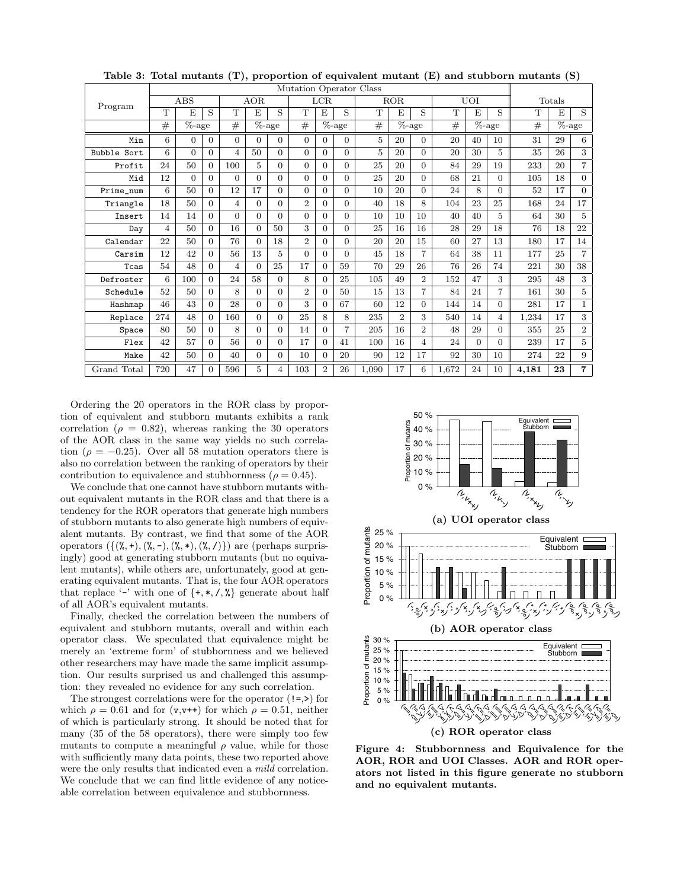Table 3: Total mutants (T), proportion of equivalent mutant (E) and stubborn mutants (S)

| Program | ABS | | | AOR | | | LCR | | | ROR | | | UOI | | | Totals | | |
|---|---|---|---|---|---|---|---|---|---|---|---|---|---|---|---|---|---|---|
| | T | E | S | T | E | S | T | E | S | T | E | S | T | E | S | T | E | S |
| | # | %-age | | # | %-age | | # | %-age | | # | %-age | | # | %-age | | # | %-age | |
| Min | 6 | 0 | 0 | 0 | 0 | 0 | 0 | 0 | 0 | 5 | 20 | 0 | 20 | 40 | 10 | 31 | 29 | 6 |
| Bubble Sort | 6 | 0 | 0 | 4 | 50 | 0 | 0 | 0 | 0 | 5 | 20 | 0 | 20 | 30 | 5 | 35 | 26 | 3 |
| Profit | 24 | 50 | 0 | 100 | 5 | 0 | 0 | 0 | 0 | 25 | 20 | 0 | 84 | 29 | 19 | 233 | 20 | 7 |
| Mid | 12 | 0 | 0 | 0 | 0 | 0 | 0 | 0 | 0 | 25 | 20 | 0 | 68 | 21 | 0 | 105 | 18 | 0 |
| Prime_num | 6 | 50 | 0 | 12 | 17 | 0 | 0 | 0 | 0 | 10 | 20 | 0 | 24 | 8 | 0 | 52 | 17 | 0 |
| Triangle | 18 | 50 | 0 | 4 | 0 | 0 | 2 | 0 | 0 | 40 | 18 | 8 | 104 | 23 | 25 | 168 | 24 | 17 |
| Insert | 14 | 14 | 0 | 0 | 0 | 0 | 0 | 0 | 0 | 10 | 10 | 10 | 40 | 40 | 5 | 64 | 30 | 5 |
| Day | 4 | 50 | 0 | 16 | 0 | 50 | 3 | 0 | 0 | 25 | 16 | 16 | 28 | 29 | 18 | 76 | 18 | 22 |
| Calendar | 22 | 50 | 0 | 76 | 0 | 18 | 2 | 0 | 0 | 20 | 20 | 15 | 60 | 27 | 13 | 180 | 17 | 14 |
| Carsim | 12 | 42 | 0 | 56 | 13 | 5 | 0 | 0 | 0 | 45 | 18 | 7 | 64 | 38 | 11 | 177 | 25 | 7 |
| Tcas | 54 | 48 | 0 | 4 | 0 | 25 | 17 | 0 | 59 | 70 | 29 | 26 | 76 | 26 | 74 | 221 | 30 | 38 |
| Defroster | 6 | 100 | 0 | 24 | 58 | 0 | 8 | 0 | 25 | 105 | 49 | 2 | 152 | 47 | 3 | 295 | 48 | 3 |
| Schedule | 52 | 50 | 0 | 8 | 0 | 0 | 2 | 0 | 50 | 15 | 13 | 7 | 84 | 24 | 7 | 161 | 30 | 5 |
| Hashmap | 46 | 43 | 0 | 28 | 0 | 0 | 3 | 0 | 67 | 60 | 12 | 0 | 144 | 14 | 0 | 281 | 17 | 1 |
| Replace | 274 | 48 | 0 | 160 | 0 | 0 | 25 | 8 | 8 | 235 | 2 | 3 | 540 | 14 | 4 | 1,234 | 17 | 3 |
| Space | 80 | 50 | 0 | 8 | 0 | 0 | 14 | 0 | 7 | 205 | 16 | 2 | 48 | 29 | 0 | 355 | 25 | 2 |
| Flex | 42 | 57 | 0 | 56 | 0 | 0 | 17 | 0 | 41 | 100 | 16 | 4 | 24 | 0 | 0 | 239 | 17 | 5 |
| Make | 42 | 50 | 0 | 40 | 0 | 0 | 10 | 0 | 20 | 90 | 12 | 17 | 92 | 30 | 10 | 274 | 22 | 9 |
| Grand Total | 720 | 47 | 0 | 596 | 5 | 4 | 103 | 2 | 26 | 1,090 | 17 | 6 | 1,672 | 24 | 10 | **4,181** | **23** | **7** |

Ordering the 20 operators in the ROR class by proportion of equivalent and stubborn mutants exhibits a rank correlation ($\rho = 0.82$), whereas ranking the 30 operators of the AOR class in the same way yields no such correlation ($\rho = -0.25$). Over all 58 mutation operators there is also no correlation between the ranking of operators by their contribution to equivalence and stubbornness ($\rho = 0.45$).

We conclude that one cannot have stubborn mutants without equivalent mutants in the ROR class and that there is a tendency for the ROR operators that generate high numbers of stubborn mutants to also generate high numbers of equivalent mutants. By contrast, we find that some of the AOR operators ({(%, +), (%, -), (%, *), (%, /)}) are (perhaps surprisingly) good at generating stubborn mutants (but no equivalent mutants), while others are, unfortunately, good at generating equivalent mutants. That is, the four AOR operators that replace '-' with one of {+, *, /, %} generate about half of all AOR's equivalent mutants.

Finally, checked the correlation between the numbers of equivalent and stubborn mutants, overall and within each operator class. We speculated that equivalence might be merely an 'extreme form' of stubbornness and we believed other researchers may have made the same implicit assumption. Our results surprised us and challenged this assumption: they revealed no evidence for any such correlation.

The strongest correlations were for the operator (`!=`,`>`) for which $\rho = 0.61$ and for (`v`,`v++`) for which $\rho = 0.51$, neither of which is particularly strong. It should be noted that for many (35 of the 58 operators), there were simply too few mutants to compute a meaningful $\rho$ value, while for those with sufficiently many data points, these two reported above were the only results that indicated even a *mild* correlation. We conclude that we can find little evidence of any noticeable correlation between equivalence and stubbornness.

(a) UOI operator class

(b) AOR operator class

(c) ROR operator class

**Figure 4: Stubbornness and Equivalence for the AOR, ROR and UOI Classes. AOR and ROR operators not listed in this figure generate no stubborn and no equivalent mutants.**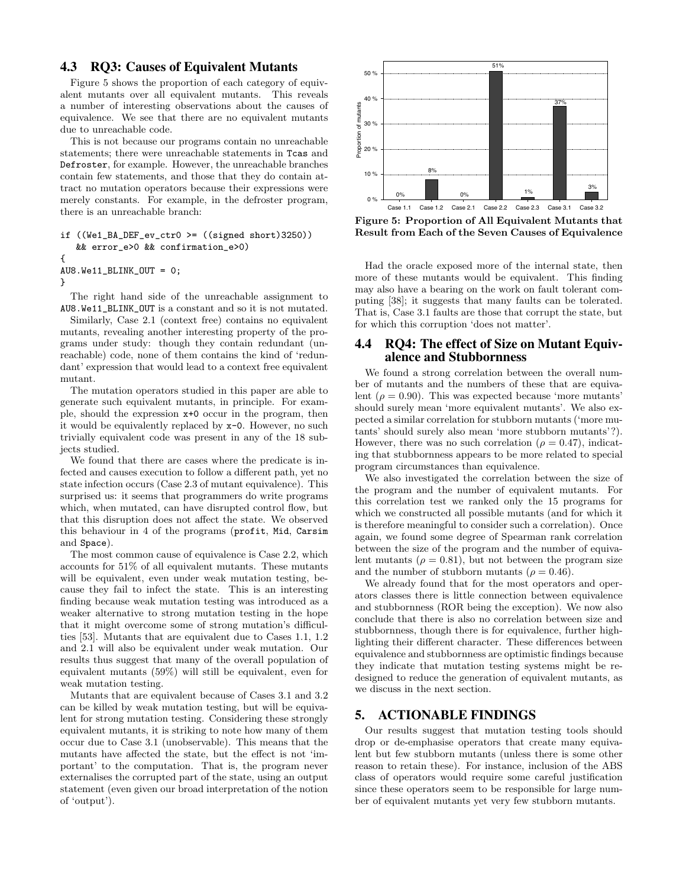### 4.3 RQ3: Causes of Equivalent Mutants

Figure 5 shows the proportion of each category of equivalent mutants over all equivalent mutants. This reveals a number of interesting observations about the causes of equivalence. We see that there are no equivalent mutants due to unreachable code.

This is not because our programs contain no unreachable statements; there were unreachable statements in Tcas and Defroster, for example. However, the unreachable branches contain few statements, and those that they do contain attract no mutation operators because their expressions were merely constants. For example, in the defroster program, there is an unreachable branch:

```
if ((We1_BA_DEF_ev_ctr0 >= ((signed short)3250))
   && error_e>0 && confirmation_e>0)
{
AU8.We11_BLINK_OUT = 0;
}
```

The right hand side of the unreachable assignment to AU8.We11_BLINK_OUT is a constant and so it is not mutated.

Similarly, Case 2.1 (context free) contains no equivalent mutants, revealing another interesting property of the programs under study: though they contain redundant (unreachable) code, none of them contains the kind of 'redundant' expression that would lead to a context free equivalent mutant.

The mutation operators studied in this paper are able to generate such equivalent mutants, in principle. For example, should the expression x+0 occur in the program, then it would be equivalently replaced by x-0. However, no such trivially equivalent code was present in any of the 18 subjects studied.

We found that there are cases where the predicate is infected and causes execution to follow a different path, yet no state infection occurs (Case 2.3 of mutant equivalence). This surprised us: it seems that programmers do write programs which, when mutated, can have disrupted control flow, but that this disruption does not affect the state. We observed this behaviour in 4 of the programs (profit, Mid, Carsim and Space).

The most common cause of equivalence is Case 2.2, which accounts for 51% of all equivalent mutants. These mutants will be equivalent, even under weak mutation testing, because they fail to infect the state. This is an interesting finding because weak mutation testing was introduced as a weaker alternative to strong mutation testing in the hope that it might overcome some of strong mutation's difficulties [53]. Mutants that are equivalent due to Cases 1.1, 1.2 and 2.1 will also be equivalent under weak mutation. Our results thus suggest that many of the overall population of equivalent mutants (59%) will still be equivalent, even for weak mutation testing.

Mutants that are equivalent because of Cases 3.1 and 3.2 can be killed by weak mutation testing, but will be equivalent for strong mutation testing. Considering these strongly equivalent mutants, it is striking to note how many of them occur due to Case 3.1 (unobservable). This means that the mutants have affected the state, but the effect is not 'important' to the computation. That is, the program never externalises the corrupted part of the state, using an output statement (even given our broad interpretation of the notion of 'output').

**Figure 5: Proportion of All Equivalent Mutants that Result from Each of the Seven Causes of Equivalence**

| Case | Proportion of mutants |
|---|---|
| Case 1.1 | 0% |
| Case 1.2 | 8% |
| Case 2.1 | 0% |
| Case 2.2 | 51% |
| Case 2.3 | 1% |
| Case 3.1 | 37% |
| Case 3.2 | 3% |

Had the oracle exposed more of the internal state, then more of these mutants would be equivalent. This finding may also have a bearing on the work on fault tolerant computing [38]; it suggests that many faults can be tolerated. That is, Case 3.1 faults are those that corrupt the state, but for which this corruption 'does not matter'.

### 4.4 RQ4: The effect of Size on Mutant Equivalence and Stubbornness

We found a strong correlation between the overall number of mutants and the numbers of these that are equivalent ($\rho = 0.90$). This was expected because 'more mutants' should surely mean 'more equivalent mutants'. We also expected a similar correlation for stubborn mutants ('more mutants' should surely also mean 'more stubborn mutants'?). However, there was no such correlation ($\rho = 0.47$), indicating that stubbornness appears to be more related to special program circumstances than equivalence.

We also investigated the correlation between the size of the program and the number of equivalent mutants. For this correlation test we ranked only the 15 programs for which we constructed all possible mutants (and for which it is therefore meaningful to consider such a correlation). Once again, we found some degree of Spearman rank correlation between the size of the program and the number of equivalent mutants ($\rho = 0.81$), but not between the program size and the number of stubborn mutants ($\rho = 0.46$).

We already found that for the most operators and operators classes there is little connection between equivalence and stubbornness (ROR being the exception). We now also conclude that there is also no correlation between size and stubbornness, though there is for equivalence, further highlighting their different character. These differences between equivalence and stubbornness are optimistic findings because they indicate that mutation testing systems might be redesigned to reduce the generation of equivalent mutants, as we discuss in the next section.

## 5. ACTIONABLE FINDINGS

Our results suggest that mutation testing tools should drop or de-emphasise operators that create many equivalent but few stubborn mutants (unless there is some other reason to retain these). For instance, inclusion of the ABS class of operators would require some careful justification since these operators seem to be responsible for large number of equivalent mutants yet very few stubborn mutants.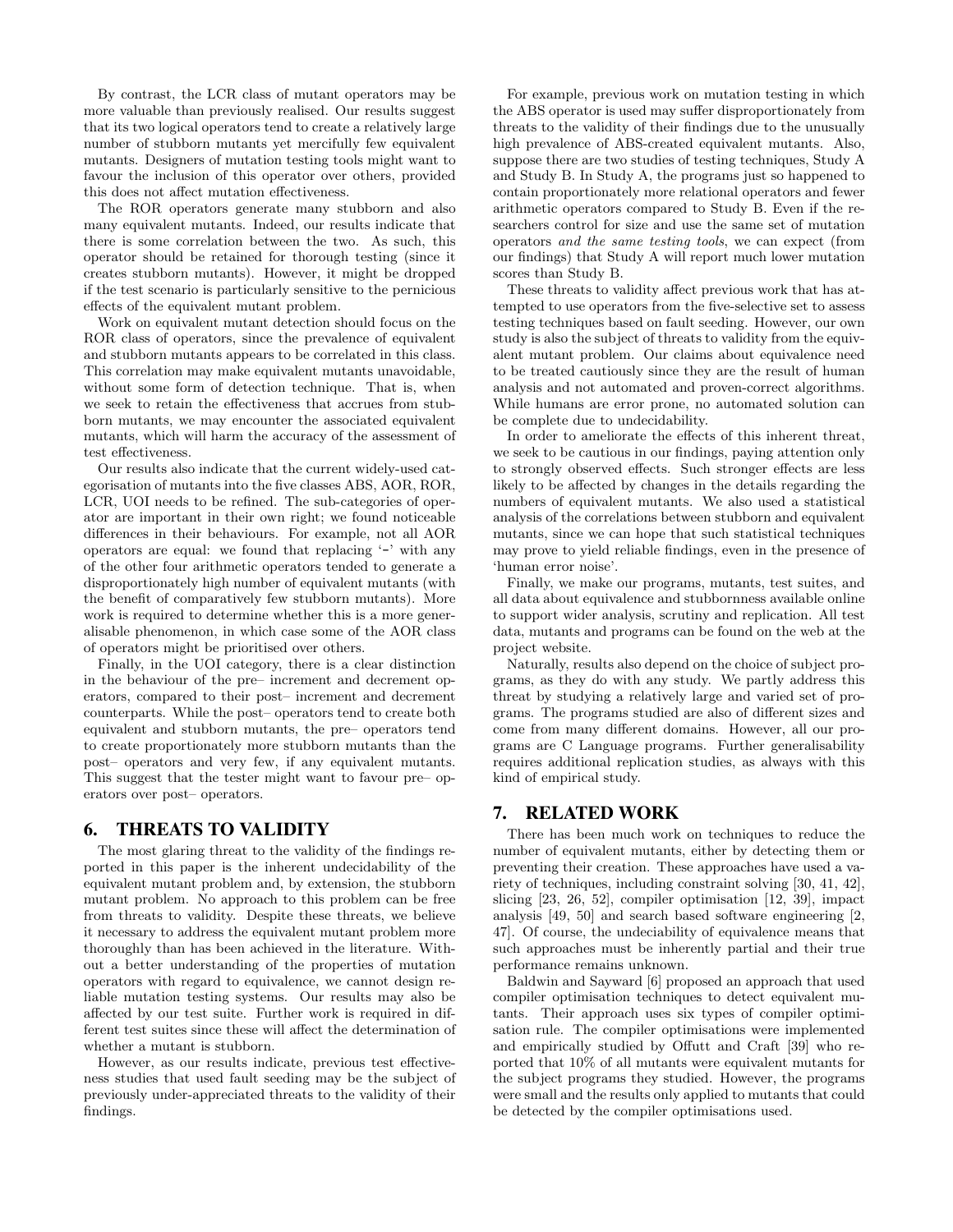By contrast, the LCR class of mutant operators may be more valuable than previously realised. Our results suggest that its two logical operators tend to create a relatively large number of stubborn mutants yet mercifully few equivalent mutants. Designers of mutation testing tools might want to favour the inclusion of this operator over others, provided this does not affect mutation effectiveness.

The ROR operators generate many stubborn and also many equivalent mutants. Indeed, our results indicate that there is some correlation between the two. As such, this operator should be retained for thorough testing (since it creates stubborn mutants). However, it might be dropped if the test scenario is particularly sensitive to the pernicious effects of the equivalent mutant problem.

Work on equivalent mutant detection should focus on the ROR class of operators, since the prevalence of equivalent and stubborn mutants appears to be correlated in this class. This correlation may make equivalent mutants unavoidable, without some form of detection technique. That is, when we seek to retain the effectiveness that accrues from stubborn mutants, we may encounter the associated equivalent mutants, which will harm the accuracy of the assessment of test effectiveness.

Our results also indicate that the current widely-used categorisation of mutants into the five classes ABS, AOR, ROR, LCR, UOI needs to be refined. The sub-categories of operator are important in their own right; we found noticeable differences in their behaviours. For example, not all AOR operators are equal: we found that replacing '-' with any of the other four arithmetic operators tended to generate a disproportionately high number of equivalent mutants (with the benefit of comparatively few stubborn mutants). More work is required to determine whether this is a more generalisable phenomenon, in which case some of the AOR class of operators might be prioritised over others.

Finally, in the UOI category, there is a clear distinction in the behaviour of the pre– increment and decrement operators, compared to their post– increment and decrement counterparts. While the post– operators tend to create both equivalent and stubborn mutants, the pre– operators tend to create proportionately more stubborn mutants than the post– operators and very few, if any equivalent mutants. This suggest that the tester might want to favour pre– operators over post– operators.

## 6. THREATS TO VALIDITY

The most glaring threat to the validity of the findings reported in this paper is the inherent undecidability of the equivalent mutant problem and, by extension, the stubborn mutant problem. No approach to this problem can be free from threats to validity. Despite these threats, we believe it necessary to address the equivalent mutant problem more thoroughly than has been achieved in the literature. Without a better understanding of the properties of mutation operators with regard to equivalence, we cannot design reliable mutation testing systems. Our results may also be affected by our test suite. Further work is required in different test suites since these will affect the determination of whether a mutant is stubborn.

However, as our results indicate, previous test effectiveness studies that used fault seeding may be the subject of previously under-appreciated threats to the validity of their findings.

For example, previous work on mutation testing in which the ABS operator is used may suffer disproportionately from threats to the validity of their findings due to the unusually high prevalence of ABS-created equivalent mutants. Also, suppose there are two studies of testing techniques, Study A and Study B. In Study A, the programs just so happened to contain proportionately more relational operators and fewer arithmetic operators compared to Study B. Even if the researchers control for size and use the same set of mutation operators *and the same testing tools*, we can expect (from our findings) that Study A will report much lower mutation scores than Study B.

These threats to validity affect previous work that has attempted to use operators from the five-selective set to assess testing techniques based on fault seeding. However, our own study is also the subject of threats to validity from the equivalent mutant problem. Our claims about equivalence need to be treated cautiously since they are the result of human analysis and not automated and proven-correct algorithms. While humans are error prone, no automated solution can be complete due to undecidability.

In order to ameliorate the effects of this inherent threat, we seek to be cautious in our findings, paying attention only to strongly observed effects. Such stronger effects are less likely to be affected by changes in the details regarding the numbers of equivalent mutants. We also used a statistical analysis of the correlations between stubborn and equivalent mutants, since we can hope that such statistical techniques may prove to yield reliable findings, even in the presence of 'human error noise'.

Finally, we make our programs, mutants, test suites, and all data about equivalence and stubbornness available online to support wider analysis, scrutiny and replication. All test data, mutants and programs can be found on the web at the project website.

Naturally, results also depend on the choice of subject programs, as they do with any study. We partly address this threat by studying a relatively large and varied set of programs. The programs studied are also of different sizes and come from many different domains. However, all our programs are C Language programs. Further generalisability requires additional replication studies, as always with this kind of empirical study.

## 7. RELATED WORK

There has been much work on techniques to reduce the number of equivalent mutants, either by detecting them or preventing their creation. These approaches have used a variety of techniques, including constraint solving [30, 41, 42], slicing [23, 26, 52], compiler optimisation [12, 39], impact analysis [49, 50] and search based software engineering [2, 47]. Of course, the undeciability of equivalence means that such approaches must be inherently partial and their true performance remains unknown.

Baldwin and Sayward [6] proposed an approach that used compiler optimisation techniques to detect equivalent mutants. Their approach uses six types of compiler optimisation rule. The compiler optimisations were implemented and empirically studied by Offutt and Craft [39] who reported that 10% of all mutants were equivalent mutants for the subject programs they studied. However, the programs were small and the results only applied to mutants that could be detected by the compiler optimisations used.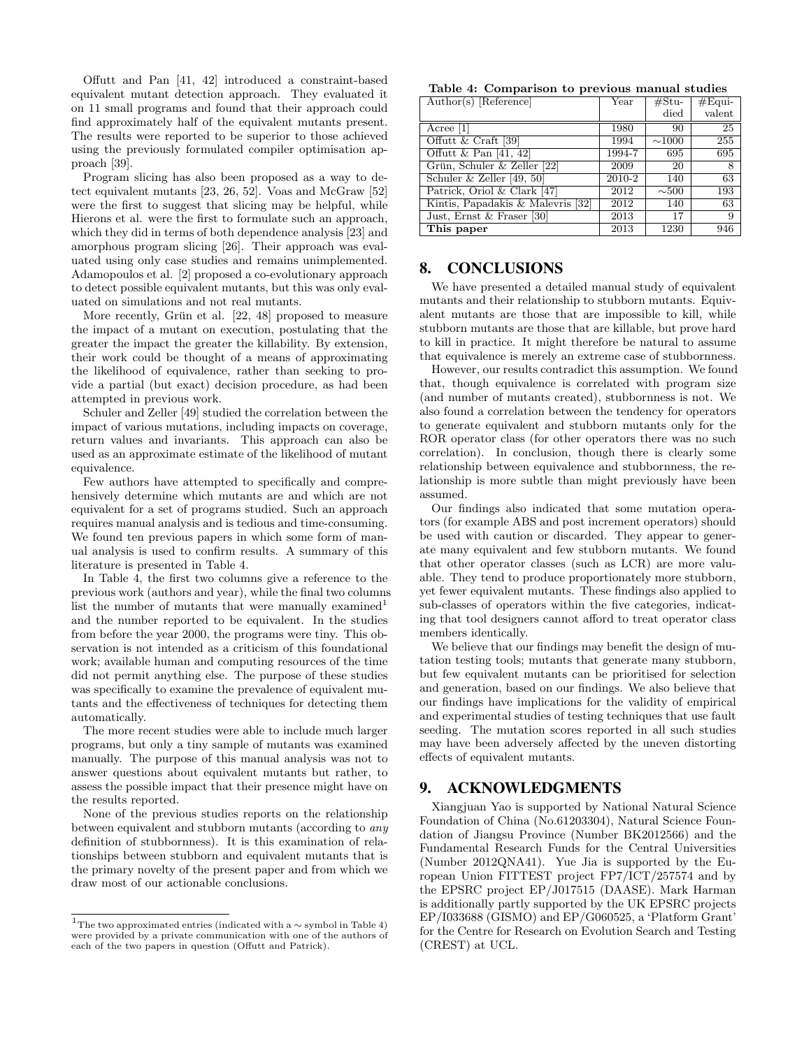Offutt and Pan [41, 42] introduced a constraint-based equivalent mutant detection approach. They evaluated it on 11 small programs and found that their approach could find approximately half of the equivalent mutants present. The results were reported to be superior to those achieved using the previously formulated compiler optimisation approach [39].

Program slicing has also been proposed as a way to detect equivalent mutants [23, 26, 52]. Voas and McGraw [52] were the first to suggest that slicing may be helpful, while Hierons et al. were the first to formulate such an approach, which they did in terms of both dependence analysis [23] and amorphous program slicing [26]. Their approach was evaluated using only case studies and remains unimplemented. Adamopoulos et al. [2] proposed a co-evolutionary approach to detect possible equivalent mutants, but this was only evaluated on simulations and not real mutants.

More recently, Grün et al. [22, 48] proposed to measure the impact of a mutant on execution, postulating that the greater the impact the greater the killability. By extension, their work could be thought of a means of approximating the likelihood of equivalence, rather than seeking to provide a partial (but exact) decision procedure, as had been attempted in previous work.

Schuler and Zeller [49] studied the correlation between the impact of various mutations, including impacts on coverage, return values and invariants. This approach can also be used as an approximate estimate of the likelihood of mutant equivalence.

Few authors have attempted to specifically and comprehensively determine which mutants are and which are not equivalent for a set of programs studied. Such an approach requires manual analysis and is tedious and time-consuming. We found ten previous papers in which some form of manual analysis is used to confirm results. A summary of this literature is presented in Table 4.

In Table 4, the first two columns give a reference to the previous work (authors and year), while the final two columns list the number of mutants that were manually examined[1] and the number reported to be equivalent. In the studies from before the year 2000, the programs were tiny. This observation is not intended as a criticism of this foundational work; available human and computing resources of the time did not permit anything else. The purpose of these studies was specifically to examine the prevalence of equivalent mutants and the effectiveness of techniques for detecting them automatically.

The more recent studies were able to include much larger programs, but only a tiny sample of mutants was examined manually. The purpose of this manual analysis was not to answer questions about equivalent mutants but rather, to assess the possible impact that their presence might have on the results reported.

None of the previous studies reports on the relationship between equivalent and stubborn mutants (according to *any* definition of stubbornness). It is this examination of relationships between stubborn and equivalent mutants that is the primary novelty of the present paper and from which we draw most of our actionable conclusions.

[1]The two approximated entries (indicated with a ∼ symbol in Table 4) were provided by a private communication with one of the authors of each of the two papers in question (Offutt and Patrick).

**Table 4: Comparison to previous manual studies**

| Author(s) [Reference] | Year | #Studied | #Equivalent |
|---|---|---|---|
| Acree [1] | 1980 | 90 | 25 |
| Offutt & Craft [39] | 1994 | ∼1000 | 255 |
| Offutt & Pan [41, 42] | 1994-7 | 695 | 695 |
| Grün, Schuler & Zeller [22] | 2009 | 20 | 8 |
| Schuler & Zeller [49, 50] | 2010-2 | 140 | 63 |
| Patrick, Oriol & Clark [47] | 2012 | ∼500 | 193 |
| Kintis, Papadakis & Malevris [32] | 2012 | 140 | 63 |
| Just, Ernst & Fraser [30] | 2013 | 17 | 9 |
| **This paper** | 2013 | 1230 | 946 |

## 8. CONCLUSIONS

We have presented a detailed manual study of equivalent mutants and their relationship to stubborn mutants. Equivalent mutants are those that are impossible to kill, while stubborn mutants are those that are killable, but prove hard to kill in practice. It might therefore be natural to assume that equivalence is merely an extreme case of stubbornness.

However, our results contradict this assumption. We found that, though equivalence is correlated with program size (and number of mutants created), stubbornness is not. We also found a correlation between the tendency for operators to generate equivalent and stubborn mutants only for the ROR operator class (for other operators there was no such correlation). In conclusion, though there is clearly some relationship between equivalence and stubbornness, the relationship is more subtle than might previously have been assumed.

Our findings also indicated that some mutation operators (for example ABS and post increment operators) should be used with caution or discarded. They appear to generate many equivalent and few stubborn mutants. We found that other operator classes (such as LCR) are more valuable. They tend to produce proportionately more stubborn, yet fewer equivalent mutants. These findings also applied to sub-classes of operators within the five categories, indicating that tool designers cannot afford to treat operator class members identically.

We believe that our findings may benefit the design of mutation testing tools; mutants that generate many stubborn, but few equivalent mutants can be prioritised for selection and generation, based on our findings. We also believe that our findings have implications for the validity of empirical and experimental studies of testing techniques that use fault seeding. The mutation scores reported in all such studies may have been adversely affected by the uneven distorting effects of equivalent mutants.

## 9. ACKNOWLEDGMENTS

Xiangjuan Yao is supported by National Natural Science Foundation of China (No.61203304), Natural Science Foundation of Jiangsu Province (Number BK2012566) and the Fundamental Research Funds for the Central Universities (Number 2012QNA41). Yue Jia is supported by the European Union FITTEST project FP7/ICT/257574 and by the EPSRC project EP/J017515 (DAASE). Mark Harman is additionally partly supported by the UK EPSRC projects EP/I033688 (GISMO) and EP/G060525, a 'Platform Grant' for the Centre for Research on Evolution Search and Testing (CREST) at UCL.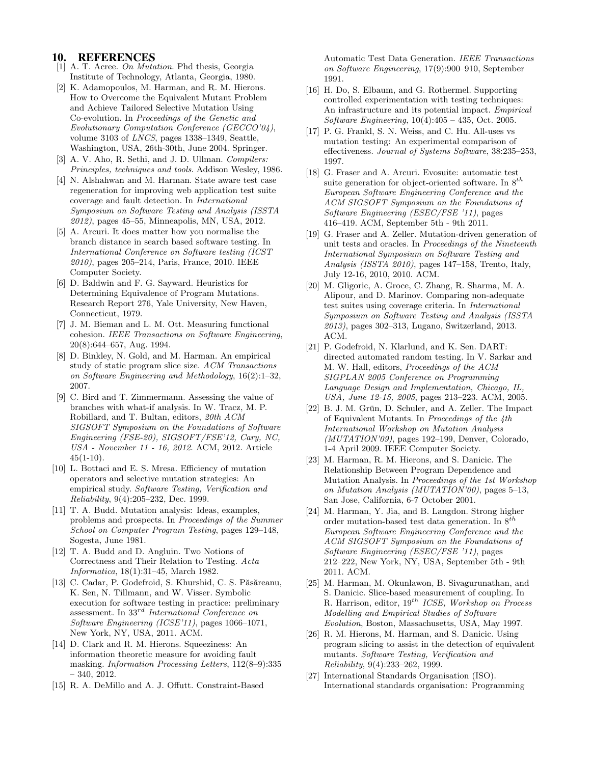# 10. REFERENCES

[1] A. T. Acree. *On Mutation*. Phd thesis, Georgia Institute of Technology, Atlanta, Georgia, 1980.

[2] K. Adamopoulos, M. Harman, and R. M. Hierons. How to Overcome the Equivalent Mutant Problem and Achieve Tailored Selective Mutation Using Co-evolution. In *Proceedings of the Genetic and Evolutionary Computation Conference (GECCO'04)*, volume 3103 of *LNCS*, pages 1338–1349, Seattle, Washington, USA, 26th-30th, June 2004. Springer.

[3] A. V. Aho, R. Sethi, and J. D. Ullman. *Compilers: Principles, techniques and tools*. Addison Wesley, 1986.

[4] N. Alshahwan and M. Harman. State aware test case regeneration for improving web application test suite coverage and fault detection. In *International Symposium on Software Testing and Analysis (ISSTA 2012)*, pages 45–55, Minneapolis, MN, USA, 2012.

[5] A. Arcuri. It does matter how you normalise the branch distance in search based software testing. In *International Conference on Software testing (ICST 2010)*, pages 205–214, Paris, France, 2010. IEEE Computer Society.

[6] D. Baldwin and F. G. Sayward. Heuristics for Determining Equivalence of Program Mutations. Research Report 276, Yale University, New Haven, Connecticut, 1979.

[7] J. M. Bieman and L. M. Ott. Measuring functional cohesion. *IEEE Transactions on Software Engineering*, 20(8):644–657, Aug. 1994.

[8] D. Binkley, N. Gold, and M. Harman. An empirical study of static program slice size. *ACM Transactions on Software Engineering and Methodology*, 16(2):1–32, 2007.

[9] C. Bird and T. Zimmermann. Assessing the value of branches with what-if analysis. In W. Tracz, M. P. Robillard, and T. Bultan, editors, *20th ACM SIGSOFT Symposium on the Foundations of Software Engineering (FSE-20), SIGSOFT/FSE'12, Cary, NC, USA - November 11 - 16, 2012*. ACM, 2012. Article 45(1-10).

[10] L. Bottaci and E. S. Mresa. Efficiency of mutation operators and selective mutation strategies: An empirical study. *Software Testing, Verification and Reliability*, 9(4):205–232, Dec. 1999.

[11] T. A. Budd. Mutation analysis: Ideas, examples, problems and prospects. In *Proceedings of the Summer School on Computer Program Testing*, pages 129–148, Sogesta, June 1981.

[12] T. A. Budd and D. Angluin. Two Notions of Correctness and Their Relation to Testing. *Acta Informatica*, 18(1):31–45, March 1982.

[13] C. Cadar, P. Godefroid, S. Khurshid, C. S. Păsăreanu, K. Sen, N. Tillmann, and W. Visser. Symbolic execution for software testing in practice: preliminary assessment. In $33^{rd}$ *International Conference on Software Engineering (ICSE'11)*, pages 1066–1071, New York, NY, USA, 2011. ACM.

[14] D. Clark and R. M. Hierons. Squeeziness: An information theoretic measure for avoiding fault masking. *Information Processing Letters*, 112(8–9):335 – 340, 2012.

[15] R. A. DeMillo and A. J. Offutt. Constraint-Based Automatic Test Data Generation. *IEEE Transactions on Software Engineering*, 17(9):900–910, September 1991.

[16] H. Do, S. Elbaum, and G. Rothermel. Supporting controlled experimentation with testing techniques: An infrastructure and its potential impact. *Empirical Software Engineering*, 10(4):405 – 435, Oct. 2005.

[17] P. G. Frankl, S. N. Weiss, and C. Hu. All-uses vs mutation testing: An experimental comparison of effectiveness. *Journal of Systems Software*, 38:235–253, 1997.

[18] G. Fraser and A. Arcuri. Evosuite: automatic test suite generation for object-oriented software. In $8^{th}$ *European Software Engineering Conference and the ACM SIGSOFT Symposium on the Foundations of Software Engineering (ESEC/FSE '11)*, pages 416–419. ACM, September 5th - 9th 2011.

[19] G. Fraser and A. Zeller. Mutation-driven generation of unit tests and oracles. In *Proceedings of the Nineteenth International Symposium on Software Testing and Analysis (ISSTA 2010)*, pages 147–158, Trento, Italy, July 12-16, 2010, 2010. ACM.

[20] M. Gligoric, A. Groce, C. Zhang, R. Sharma, M. A. Alipour, and D. Marinov. Comparing non-adequate test suites using coverage criteria. In *International Symposium on Software Testing and Analysis (ISSTA 2013)*, pages 302–313, Lugano, Switzerland, 2013. ACM.

[21] P. Godefroid, N. Klarlund, and K. Sen. DART: directed automated random testing. In V. Sarkar and M. W. Hall, editors, *Proceedings of the ACM SIGPLAN 2005 Conference on Programming Language Design and Implementation, Chicago, IL, USA, June 12-15, 2005*, pages 213–223. ACM, 2005.

[22] B. J. M. Grün, D. Schuler, and A. Zeller. The Impact of Equivalent Mutants. In *Proceedings of the 4th International Workshop on Mutation Analysis (MUTATION'09)*, pages 192–199, Denver, Colorado, 1-4 April 2009. IEEE Computer Society.

[23] M. Harman, R. M. Hierons, and S. Danicic. The Relationship Between Program Dependence and Mutation Analysis. In *Proceedings of the 1st Workshop on Mutation Analysis (MUTATION'00)*, pages 5–13, San Jose, California, 6-7 October 2001.

[24] M. Harman, Y. Jia, and B. Langdon. Strong higher order mutation-based test data generation. In $8^{th}$ *European Software Engineering Conference and the ACM SIGSOFT Symposium on the Foundations of Software Engineering (ESEC/FSE '11)*, pages 212–222, New York, NY, USA, September 5th - 9th 2011. ACM.

[25] M. Harman, M. Okunlawon, B. Sivagurunathan, and S. Danicic. Slice-based measurement of coupling. In R. Harrison, editor, $19^{th}$ *ICSE, Workshop on Process Modelling and Empirical Studies of Software Evolution*, Boston, Massachusetts, USA, May 1997.

[26] R. M. Hierons, M. Harman, and S. Danicic. Using program slicing to assist in the detection of equivalent mutants. *Software Testing, Verification and Reliability*, 9(4):233–262, 1999.

[27] International Standards Organisation (ISO). International standards organisation: Programming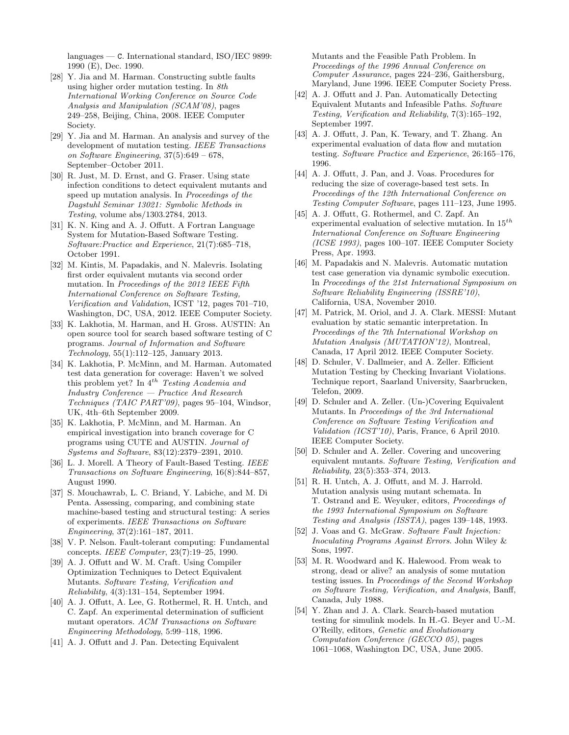languages — C. International standard, ISO/IEC 9899: 1990 (E), Dec. 1990.

[28] Y. Jia and M. Harman. Constructing subtle faults using higher order mutation testing. In *8th International Working Conference on Source Code Analysis and Manipulation (SCAM'08)*, pages 249–258, Beijing, China, 2008. IEEE Computer Society.

[29] Y. Jia and M. Harman. An analysis and survey of the development of mutation testing. *IEEE Transactions on Software Engineering*, 37(5):649 – 678, September–October 2011.

[30] R. Just, M. D. Ernst, and G. Fraser. Using state infection conditions to detect equivalent mutants and speed up mutation analysis. In *Proceedings of the Dagstuhl Seminar 13021: Symbolic Methods in Testing*, volume abs/1303.2784, 2013.

[31] K. N. King and A. J. Offutt. A Fortran Language System for Mutation-Based Software Testing. *Software:Practice and Experience*, 21(7):685–718, October 1991.

[32] M. Kintis, M. Papadakis, and N. Malevris. Isolating first order equivalent mutants via second order mutation. In *Proceedings of the 2012 IEEE Fifth International Conference on Software Testing, Verification and Validation*, ICST '12, pages 701–710, Washington, DC, USA, 2012. IEEE Computer Society.

[33] K. Lakhotia, M. Harman, and H. Gross. AUSTIN: An open source tool for search based software testing of C programs. *Journal of Information and Software Technology*, 55(1):112–125, January 2013.

[34] K. Lakhotia, P. McMinn, and M. Harman. Automated test data generation for coverage: Haven't we solved this problem yet? In *$4^{th}$ Testing Academia and Industry Conference — Practice And Research Techniques (TAIC PART'09)*, pages 95–104, Windsor, UK, 4th–6th September 2009.

[35] K. Lakhotia, P. McMinn, and M. Harman. An empirical investigation into branch coverage for C programs using CUTE and AUSTIN. *Journal of Systems and Software*, 83(12):2379–2391, 2010.

[36] L. J. Morell. A Theory of Fault-Based Testing. *IEEE Transactions on Software Engineering*, 16(8):844–857, August 1990.

[37] S. Mouchawrab, L. C. Briand, Y. Labiche, and M. Di Penta. Assessing, comparing, and combining state machine-based testing and structural testing: A series of experiments. *IEEE Transactions on Software Engineering*, 37(2):161–187, 2011.

[38] V. P. Nelson. Fault-tolerant computing: Fundamental concepts. *IEEE Computer*, 23(7):19–25, 1990.

[39] A. J. Offutt and W. M. Craft. Using Compiler Optimization Techniques to Detect Equivalent Mutants. *Software Testing, Verification and Reliability*, 4(3):131–154, September 1994.

[40] A. J. Offutt, A. Lee, G. Rothermel, R. H. Untch, and C. Zapf. An experimental determination of sufficient mutant operators. *ACM Transactions on Software Engineering Methodology*, 5:99–118, 1996.

[41] A. J. Offutt and J. Pan. Detecting Equivalent Mutants and the Feasible Path Problem. In *Proceedings of the 1996 Annual Conference on Computer Assurance*, pages 224–236, Gaithersburg, Maryland, June 1996. IEEE Computer Society Press.

[42] A. J. Offutt and J. Pan. Automatically Detecting Equivalent Mutants and Infeasible Paths. *Software Testing, Verification and Reliability*, 7(3):165–192, September 1997.

[43] A. J. Offutt, J. Pan, K. Tewary, and T. Zhang. An experimental evaluation of data flow and mutation testing. *Software Practice and Experience*, 26:165–176, 1996.

[44] A. J. Offutt, J. Pan, and J. Voas. Procedures for reducing the size of coverage-based test sets. In *Proceedings of the 12th International Conference on Testing Computer Software*, pages 111–123, June 1995.

[45] A. J. Offutt, G. Rothermel, and C. Zapf. An experimental evaluation of selective mutation. In *$15^{th}$ International Conference on Software Engineering (ICSE 1993)*, pages 100–107. IEEE Computer Society Press, Apr. 1993.

[46] M. Papadakis and N. Malevris. Automatic mutation test case generation via dynamic symbolic execution. In *Proceedings of the 21st International Symposium on Software Reliability Engineering (ISSRE'10)*, California, USA, November 2010.

[47] M. Patrick, M. Oriol, and J. A. Clark. MESSI: Mutant evaluation by static semantic interpretation. In *Proceedings of the 7th International Workshop on Mutation Analysis (MUTATION'12)*, Montreal, Canada, 17 April 2012. IEEE Computer Society.

[48] D. Schuler, V. Dallmeier, and A. Zeller. Efficient Mutation Testing by Checking Invariant Violations. Technique report, Saarland University, Saarbrucken, Telefon, 2009.

[49] D. Schuler and A. Zeller. (Un-)Covering Equivalent Mutants. In *Proceedings of the 3rd International Conference on Software Testing Verification and Validation (ICST'10)*, Paris, France, 6 April 2010. IEEE Computer Society.

[50] D. Schuler and A. Zeller. Covering and uncovering equivalent mutants. *Software Testing, Verification and Reliability*, 23(5):353–374, 2013.

[51] R. H. Untch, A. J. Offutt, and M. J. Harrold. Mutation analysis using mutant schemata. In T. Ostrand and E. Weyuker, editors, *Proceedings of the 1993 International Symposium on Software Testing and Analysis (ISSTA)*, pages 139–148, 1993.

[52] J. Voas and G. McGraw. *Software Fault Injection: Inoculating Programs Against Errors*. John Wiley & Sons, 1997.

[53] M. R. Woodward and K. Halewood. From weak to strong, dead or alive? an analysis of some mutation testing issues. In *Proceedings of the Second Workshop on Software Testing, Verification, and Analysis*, Banff, Canada, July 1988.

[54] Y. Zhan and J. A. Clark. Search-based mutation testing for simulink models. In H.-G. Beyer and U.-M. O'Reilly, editors, *Genetic and Evolutionary Computation Conference (GECCO 05)*, pages 1061–1068, Washington DC, USA, June 2005.